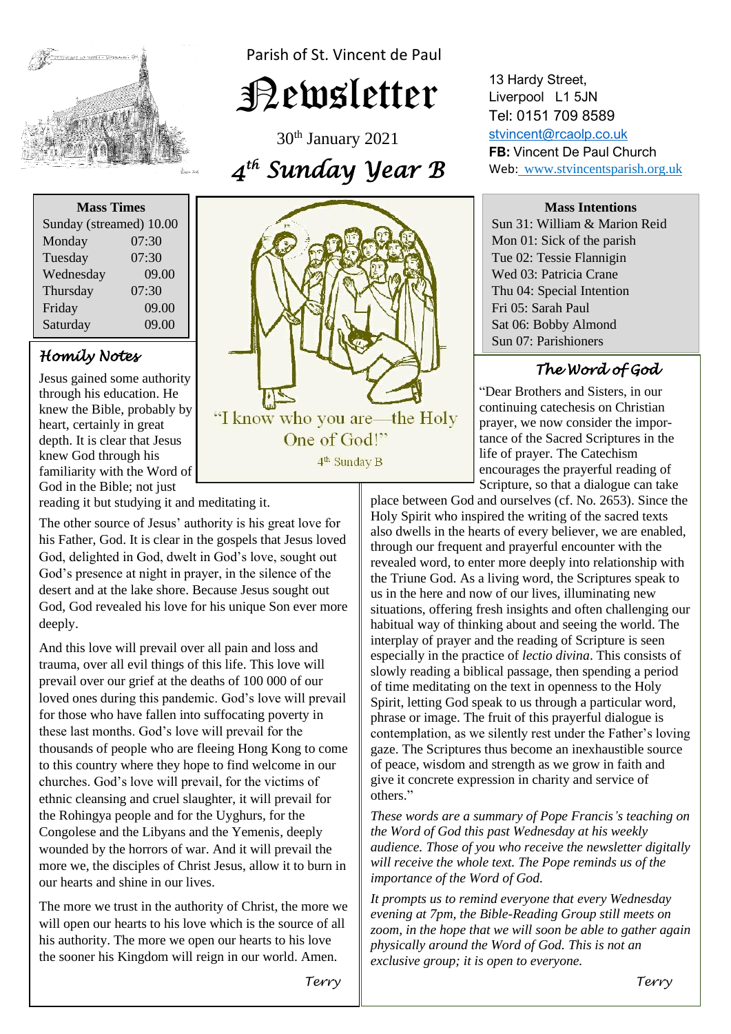Parish of St. Vincent de Paul

# Newsletter

30th January 2021

## *4th Sunday Year B*

13 Hardy Street,
Liverpool L1 5JN
Tel: 0151 709 8589
stvincent@rcaolp.co.uk
**FB:** Vincent De Paul Church
Web: www.stvincentsparish.org.uk

| **Mass Times** | |
|---|---|
| Sunday (streamed) | 10.00 |
| Monday | 07:30 |
| Tuesday | 07:30 |
| Wednesday | 09.00 |
| Thursday | 07:30 |
| Friday | 09.00 |
| Saturday | 09.00 |

"I know who you are—the Holy One of God!"
4th Sunday B

**Mass Intentions**

Sun 31: William & Marion Reid
Mon 01: Sick of the parish
Tue 02: Tessie Flannigin
Wed 03: Patricia Crane
Thu 04: Special Intention
Fri 05: Sarah Paul
Sat 06: Bobby Almond
Sun 07: Parishioners

### *Homily Notes*

Jesus gained some authority through his education. He knew the Bible, probably by heart, certainly in great depth. It is clear that Jesus knew God through his familiarity with the Word of God in the Bible; not just reading it but studying it and meditating it.

The other source of Jesus' authority is his great love for his Father, God. It is clear in the gospels that Jesus loved God, delighted in God, dwelt in God's love, sought out God's presence at night in prayer, in the silence of the desert and at the lake shore. Because Jesus sought out God, God revealed his love for his unique Son ever more deeply.

And this love will prevail over all pain and loss and trauma, over all evil things of this life. This love will prevail over our grief at the deaths of 100 000 of our loved ones during this pandemic. God's love will prevail for those who have fallen into suffocating poverty in these last months. God's love will prevail for the thousands of people who are fleeing Hong Kong to come to this country where they hope to find welcome in our churches. God's love will prevail, for the victims of ethnic cleansing and cruel slaughter, it will prevail for the Rohingya people and for the Uyghurs, for the Congolese and the Libyans and the Yemenis, deeply wounded by the horrors of war. And it will prevail the more we, the disciples of Christ Jesus, allow it to burn in our hearts and shine in our lives.

The more we trust in the authority of Christ, the more we will open our hearts to his love which is the source of all his authority. The more we open our hearts to his love the sooner his Kingdom will reign in our world. Amen.

*Terry*

### *The Word of God*

"Dear Brothers and Sisters, in our continuing catechesis on Christian prayer, we now consider the importance of the Sacred Scriptures in the life of prayer. The Catechism encourages the prayerful reading of Scripture, so that a dialogue can take place between God and ourselves (cf. No. 2653). Since the Holy Spirit who inspired the writing of the sacred texts also dwells in the hearts of every believer, we are enabled, through our frequent and prayerful encounter with the revealed word, to enter more deeply into relationship with the Triune God. As a living word, the Scriptures speak to us in the here and now of our lives, illuminating new situations, offering fresh insights and often challenging our habitual way of thinking about and seeing the world. The interplay of prayer and the reading of Scripture is seen especially in the practice of *lectio divina*. This consists of slowly reading a biblical passage, then spending a period of time meditating on the text in openness to the Holy Spirit, letting God speak to us through a particular word, phrase or image. The fruit of this prayerful dialogue is contemplation, as we silently rest under the Father's loving gaze. The Scriptures thus become an inexhaustible source of peace, wisdom and strength as we grow in faith and give it concrete expression in charity and service of others."

*These words are a summary of Pope Francis's teaching on the Word of God this past Wednesday at his weekly audience. Those of you who receive the newsletter digitally will receive the whole text. The Pope reminds us of the importance of the Word of God.*

*It prompts us to remind everyone that every Wednesday evening at 7pm, the Bible-Reading Group still meets on zoom, in the hope that we will soon be able to gather again physically around the Word of God. This is not an exclusive group; it is open to everyone.*

*Terry*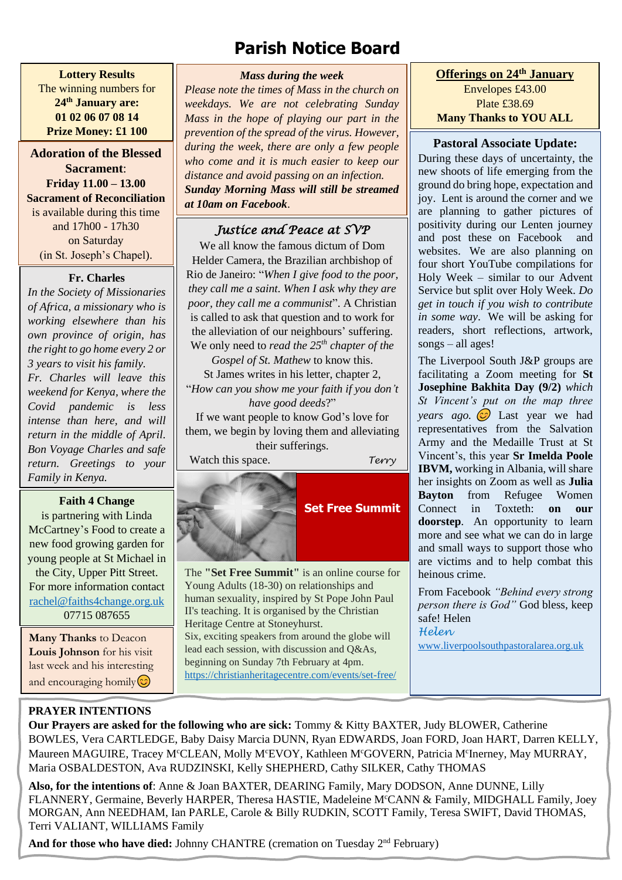# Parish Notice Board

**Lottery Results**

The winning numbers for **24th January are:**

**01 02 06 07 08 14**

**Prize Money: £1 100**

**Adoration of the Blessed Sacrament**:

**Friday 11.00 – 13.00**

**Sacrament of Reconciliation** is available during this time and 17h00 - 17h30 on Saturday (in St. Joseph's Chapel).

**Fr. Charles**

*In the Society of Missionaries of Africa, a missionary who is working elsewhere than his own province of origin, has the right to go home every 2 or 3 years to visit his family.*

*Fr. Charles will leave this weekend for Kenya, where the Covid pandemic is less intense than here, and will return in the middle of April. Bon Voyage Charles and safe return. Greetings to your Family in Kenya.*

**Faith 4 Change**

is partnering with Linda McCartney's Food to create a new food growing garden for young people at St Michael in the City, Upper Pitt Street. For more information contact rachel@faiths4change.org.uk 07715 087655

**Many Thanks** to Deacon **Louis Johnson** for his visit last week and his interesting and encouraging homily😊

*Mass during the week*

*Please note the times of Mass in the church on weekdays. We are not celebrating Sunday Mass in the hope of playing our part in the prevention of the spread of the virus. However, during the week, there are only a few people who come and it is much easier to keep our distance and avoid passing on an infection.*

***Sunday Morning Mass will still be streamed at 10am on Facebook***.

## *Justice and Peace at SVP*

We all know the famous dictum of Dom Helder Camera, the Brazilian archbishop of Rio de Janeiro: "*When I give food to the poor, they call me a saint. When I ask why they are poor, they call me a communist*". A Christian is called to ask that question and to work for the alleviation of our neighbours' suffering. We only need to *read the 25th chapter of the Gospel of St. Mathew* to know this.

St James writes in his letter, chapter 2, "*How can you show me your faith if you don't have good deeds*?"

If we want people to know God's love for them, we begin by loving them and alleviating their sufferings.

Watch this space. *Terry*

**Set Free Summit**

The **"Set Free Summit"** is an online course for Young Adults (18-30) on relationships and human sexuality, inspired by St Pope John Paul II's teaching. It is organised by the Christian Heritage Centre at Stoneyhurst.

Six, exciting speakers from around the globe will lead each session, with discussion and Q&As, beginning on Sunday 7th February at 4pm.

https://christianheritagecentre.com/events/set-free/

**Offerings on 24th January**

Envelopes £43.00

Plate £38.69

**Many Thanks to YOU ALL**

**Pastoral Associate Update:**

During these days of uncertainty, the new shoots of life emerging from the ground do bring hope, expectation and joy. Lent is around the corner and we are planning to gather pictures of positivity during our Lenten journey and post these on Facebook and websites. We are also planning on four short YouTube compilations for Holy Week – similar to our Advent Service but split over Holy Week. *Do get in touch if you wish to contribute in some way*. We will be asking for readers, short reflections, artwork, songs – all ages!

The Liverpool South J&P groups are facilitating a Zoom meeting for **St Josephine Bakhita Day (9/2)** *which St Vincent's put on the map three years ago.* 😊 Last year we had representatives from the Salvation Army and the Medaille Trust at St Vincent's, this year **Sr Imelda Poole IBVM,** working in Albania, will share her insights on Zoom as well as **Julia Bayton** from Refugee Women Connect in Toxteth: **on our doorstep**. An opportunity to learn more and see what we can do in large and small ways to support those who are victims and to help combat this heinous crime.

From Facebook *"Behind every strong person there is God"* God bless, keep safe! Helen

*Helen*

www.liverpoolsouthpastoralarea.org.uk

**PRAYER INTENTIONS**

**Our Prayers are asked for the following who are sick:** Tommy & Kitty BAXTER, Judy BLOWER, Catherine BOWLES, Vera CARTLEDGE, Baby Daisy Marcia DUNN, Ryan EDWARDS, Joan FORD, Joan HART, Darren KELLY, Maureen MAGUIRE, Tracey McCLEAN, Molly McEVOY, Kathleen McGOVERN, Patricia McInerney, May MURRAY, Maria OSBALDESTON, Ava RUDZINSKI, Kelly SHEPHERD, Cathy SILKER, Cathy THOMAS

**Also, for the intentions of**: Anne & Joan BAXTER, DEARING Family, Mary DODSON, Anne DUNNE, Lilly FLANNERY, Germaine, Beverly HARPER, Theresa HASTIE, Madeleine McCANN & Family, MIDGHALL Family, Joey MORGAN, Ann NEEDHAM, Ian PARLE, Carole & Billy RUDKIN, SCOTT Family, Teresa SWIFT, David THOMAS, Terri VALIANT, WILLIAMS Family

**And for those who have died:** Johnny CHANTRE (cremation on Tuesday 2nd February)